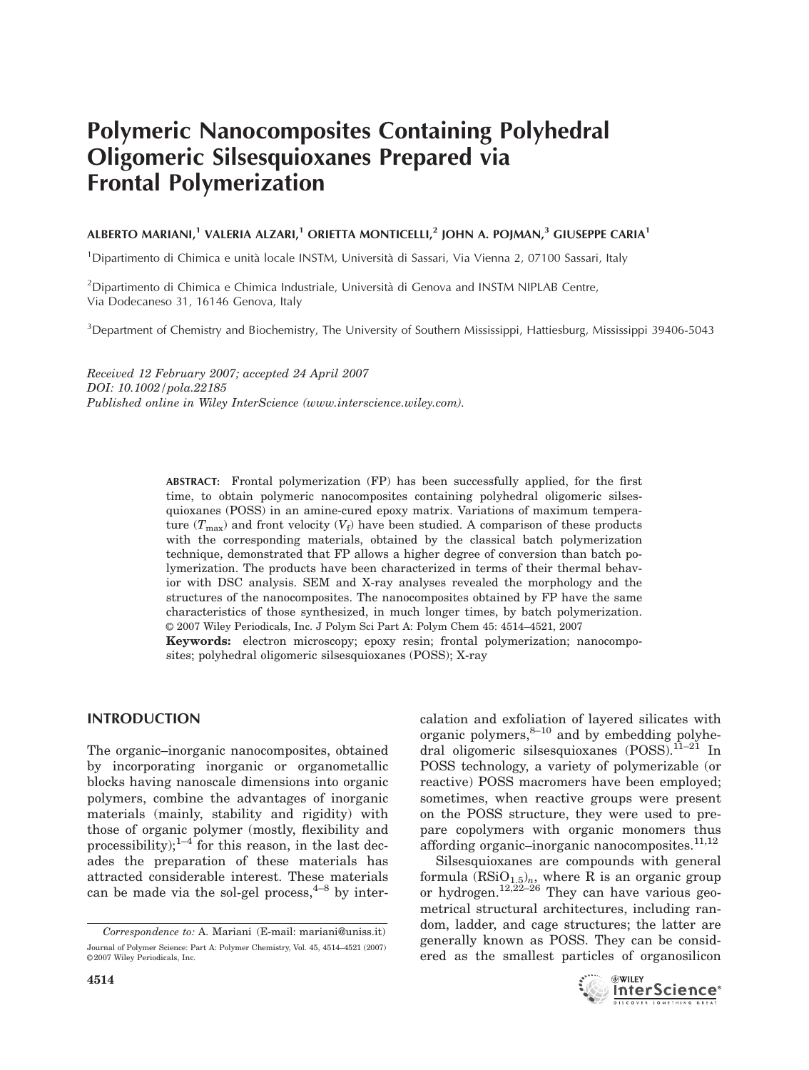# Polymeric Nanocomposites Containing Polyhedral Oligomeric Silsesquioxanes Prepared via Frontal Polymerization

ALBERTO MARIANI,[1] VALERIA ALZARI,[1] ORIETTA MONTICELLI,[2] JOHN A. POJMAN,[3] GIUSEPPE CARIA[1]

[1]Dipartimento di Chimica e unità locale INSTM, Università di Sassari, Via Vienna 2, 07100 Sassari, Italy

[2]Dipartimento di Chimica e Chimica Industriale, Università di Genova and INSTM NIPLAB Centre, Via Dodecaneso 31, 16146 Genova, Italy

[3]Department of Chemistry and Biochemistry, The University of Southern Mississippi, Hattiesburg, Mississippi 39406-5043

*Received 12 February 2007; accepted 24 April 2007*
*DOI: 10.1002/pola.22185*
*Published online in Wiley InterScience (www.interscience.wiley.com).*

**ABSTRACT:** Frontal polymerization (FP) has been successfully applied, for the first time, to obtain polymeric nanocomposites containing polyhedral oligomeric silsesquioxanes (POSS) in an amine-cured epoxy matrix. Variations of maximum temperature ($T_{max}$) and front velocity ($V_f$) have been studied. A comparison of these products with the corresponding materials, obtained by the classical batch polymerization technique, demonstrated that FP allows a higher degree of conversion than batch polymerization. The products have been characterized in terms of their thermal behavior with DSC analysis. SEM and X-ray analyses revealed the morphology and the structures of the nanocomposites. The nanocomposites obtained by FP have the same characteristics of those synthesized, in much longer times, by batch polymerization. © 2007 Wiley Periodicals, Inc. J Polym Sci Part A: Polym Chem 45: 4514–4521, 2007

**Keywords:** electron microscopy; epoxy resin; frontal polymerization; nanocomposites; polyhedral oligomeric silsesquioxanes (POSS); X-ray

## INTRODUCTION

The organic–inorganic nanocomposites, obtained by incorporating inorganic or organometallic blocks having nanoscale dimensions into organic polymers, combine the advantages of inorganic materials (mainly, stability and rigidity) with those of organic polymer (mostly, flexibility and processibility);[1–4] for this reason, in the last decades the preparation of these materials has attracted considerable interest. These materials can be made via the sol-gel process,[4–8] by intercalation and exfoliation of layered silicates with organic polymers,[8–10] and by embedding polyhedral oligomeric silsesquioxanes (POSS).[11–21] In POSS technology, a variety of polymerizable (or reactive) POSS macromers have been employed; sometimes, when reactive groups were present on the POSS structure, they were used to prepare copolymers with organic monomers thus affording organic–inorganic nanocomposites.[11,12]

Silsesquioxanes are compounds with general formula $(RSiO_{1.5})_n$, where R is an organic group or hydrogen.[12,22–26] They can have various geometrical structural architectures, including random, ladder, and cage structures; the latter are generally known as POSS. They can be considered as the smallest particles of organosilicon

*Correspondence to:* A. Mariani (E-mail: mariani@uniss.it)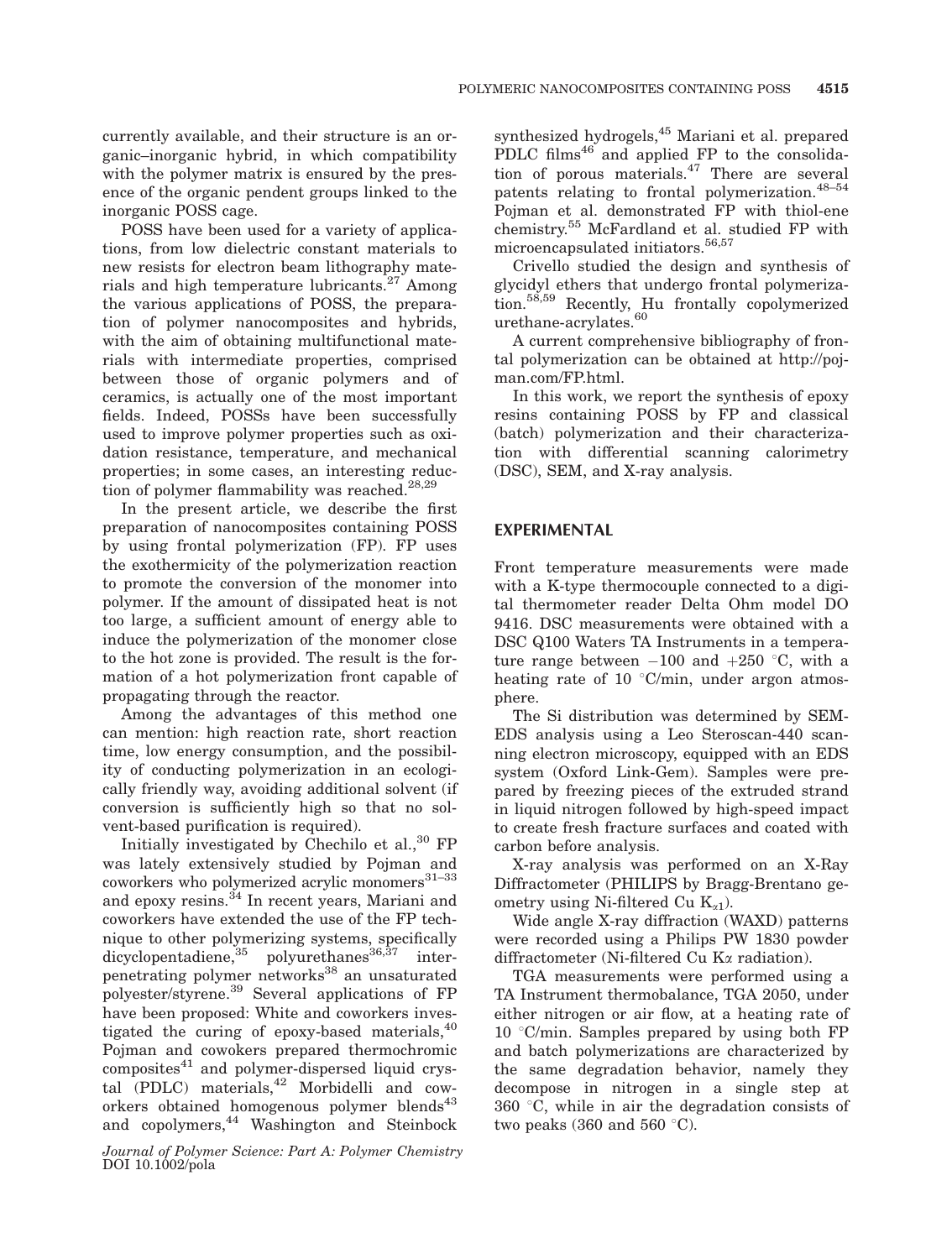currently available, and their structure is an organic–inorganic hybrid, in which compatibility with the polymer matrix is ensured by the presence of the organic pendent groups linked to the inorganic POSS cage.

POSS have been used for a variety of applications, from low dielectric constant materials to new resists for electron beam lithography materials and high temperature lubricants.[27] Among the various applications of POSS, the preparation of polymer nanocomposites and hybrids, with the aim of obtaining multifunctional materials with intermediate properties, comprised between those of organic polymers and of ceramics, is actually one of the most important fields. Indeed, POSSs have been successfully used to improve polymer properties such as oxidation resistance, temperature, and mechanical properties; in some cases, an interesting reduction of polymer flammability was reached.[28,29]

In the present article, we describe the first preparation of nanocomposites containing POSS by using frontal polymerization (FP). FP uses the exothermicity of the polymerization reaction to promote the conversion of the monomer into polymer. If the amount of dissipated heat is not too large, a sufficient amount of energy able to induce the polymerization of the monomer close to the hot zone is provided. The result is the formation of a hot polymerization front capable of propagating through the reactor.

Among the advantages of this method one can mention: high reaction rate, short reaction time, low energy consumption, and the possibility of conducting polymerization in an ecologically friendly way, avoiding additional solvent (if conversion is sufficiently high so that no solvent-based purification is required).

Initially investigated by Chechilo et al.,[30] FP was lately extensively studied by Pojman and coworkers who polymerized acrylic monomers[31–33] and epoxy resins.[34] In recent years, Mariani and coworkers have extended the use of the FP technique to other polymerizing systems, specifically dicyclopentadiene,[35] polyurethanes[36,37] interpenetrating polymer networks[38] an unsaturated polyester/styrene.[39] Several applications of FP have been proposed: White and coworkers investigated the curing of epoxy-based materials,[40] Pojman and cowokers prepared thermochromic composites[41] and polymer-dispersed liquid crystal (PDLC) materials,[42] Morbidelli and coworkers obtained homogenous polymer blends[43] and copolymers,[44] Washington and Steinbock synthesized hydrogels,[45] Mariani et al. prepared PDLC films[46] and applied FP to the consolidation of porous materials.[47] There are several patents relating to frontal polymerization.[48–54] Pojman et al. demonstrated FP with thiol-ene chemistry.[55] McFardland et al. studied FP with microencapsulated initiators.[56,57]

Crivello studied the design and synthesis of glycidyl ethers that undergo frontal polymerization.[58,59] Recently, Hu frontally copolymerized urethane-acrylates.[60]

A current comprehensive bibliography of frontal polymerization can be obtained at http://pojman.com/FP.html.

In this work, we report the synthesis of epoxy resins containing POSS by FP and classical (batch) polymerization and their characterization with differential scanning calorimetry (DSC), SEM, and X-ray analysis.

## EXPERIMENTAL

Front temperature measurements were made with a K-type thermocouple connected to a digital thermometer reader Delta Ohm model DO 9416. DSC measurements were obtained with a DSC Q100 Waters TA Instruments in a temperature range between −100 and +250 °C, with a heating rate of 10 °C/min, under argon atmosphere.

The Si distribution was determined by SEM-EDS analysis using a Leo Steroscan-440 scanning electron microscopy, equipped with an EDS system (Oxford Link-Gem). Samples were prepared by freezing pieces of the extruded strand in liquid nitrogen followed by high-speed impact to create fresh fracture surfaces and coated with carbon before analysis.

X-ray analysis was performed on an X-Ray Diffractometer (PHILIPS by Bragg-Brentano geometry using Ni-filtered Cu $K_{\alpha 1}$).

Wide angle X-ray diffraction (WAXD) patterns were recorded using a Philips PW 1830 powder diffractometer (Ni-filtered Cu $K\alpha$ radiation).

TGA measurements were performed using a TA Instrument thermobalance, TGA 2050, under either nitrogen or air flow, at a heating rate of 10 °C/min. Samples prepared by using both FP and batch polymerizations are characterized by the same degradation behavior, namely they decompose in nitrogen in a single step at 360 °C, while in air the degradation consists of two peaks (360 and 560 °C).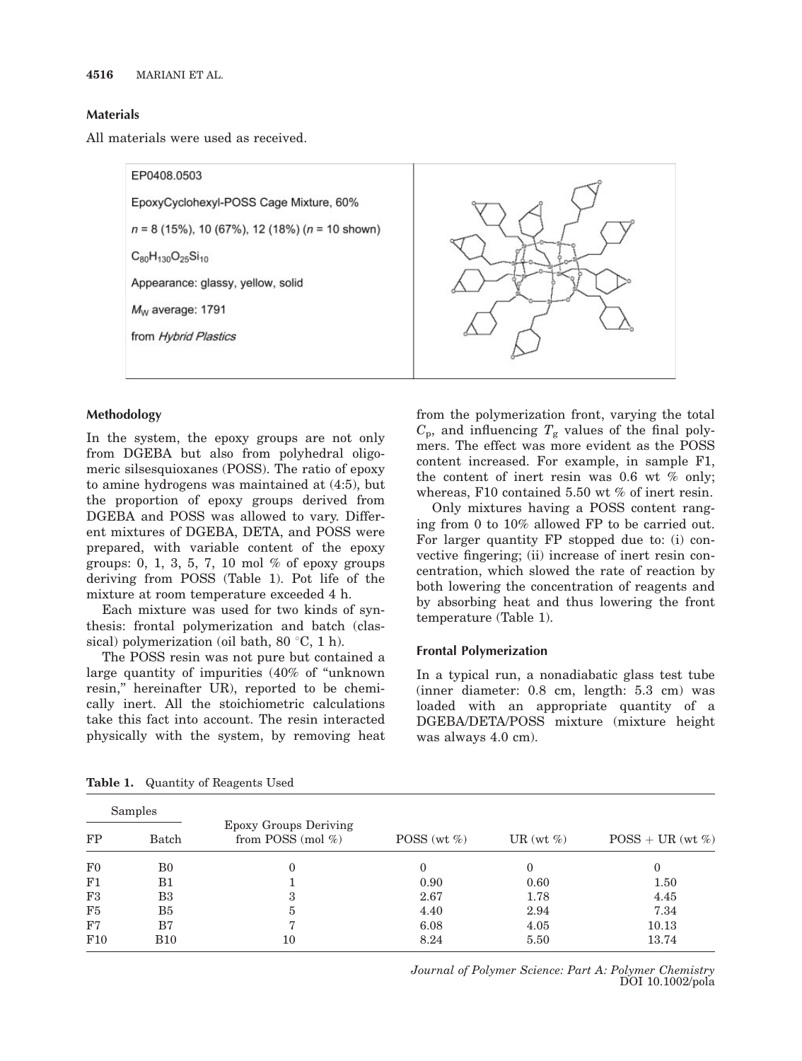## Materials

All materials were used as received.

EP0408.0503

EpoxyCyclohexyl-POSS Cage Mixture, 60%

$n$ = 8 (15%), 10 (67%), 12 (18%) ($n$ = 10 shown)

$C_{80}H_{130}O_{25}Si_{10}$

Appearance: glassy, yellow, solid

$M_W$ average: 1791

from *Hybrid Plastics*

## Methodology

In the system, the epoxy groups are not only from DGEBA but also from polyhedral oligomeric silsesquioxanes (POSS). The ratio of epoxy to amine hydrogens was maintained at (4:5), but the proportion of epoxy groups derived from DGEBA and POSS was allowed to vary. Different mixtures of DGEBA, DETA, and POSS were prepared, with variable content of the epoxy groups: 0, 1, 3, 5, 7, 10 mol % of epoxy groups deriving from POSS (Table 1). Pot life of the mixture at room temperature exceeded 4 h.

Each mixture was used for two kinds of synthesis: frontal polymerization and batch (classical) polymerization (oil bath, 80 °C, 1 h).

The POSS resin was not pure but contained a large quantity of impurities (40% of "unknown resin," hereinafter UR), reported to be chemically inert. All the stoichiometric calculations take this fact into account. The resin interacted physically with the system, by removing heat from the polymerization front, varying the total $C_p$, and influencing $T_g$ values of the final polymers. The effect was more evident as the POSS content increased. For example, in sample F1, the content of inert resin was 0.6 wt % only; whereas, F10 contained 5.50 wt % of inert resin.

Only mixtures having a POSS content ranging from 0 to 10% allowed FP to be carried out. For larger quantity FP stopped due to: (i) convective fingering; (ii) increase of inert resin concentration, which slowed the rate of reaction by both lowering the concentration of reagents and by absorbing heat and thus lowering the front temperature (Table 1).

## Frontal Polymerization

In a typical run, a nonadiabatic glass test tube (inner diameter: 0.8 cm, length: 5.3 cm) was loaded with an appropriate quantity of a DGEBA/DETA/POSS mixture (mixture height was always 4.0 cm).

**Table 1.** Quantity of Reagents Used

| Samples | | Epoxy Groups Deriving from POSS (mol %) | POSS (wt %) | UR (wt %) | POSS + UR (wt %) |
|---|---|---|---|---|---|
| FP | Batch | | | | |
| F0 | B0 | 0 | 0 | 0 | 0 |
| F1 | B1 | 1 | 0.90 | 0.60 | 1.50 |
| F3 | B3 | 3 | 2.67 | 1.78 | 4.45 |
| F5 | B5 | 5 | 4.40 | 2.94 | 7.34 |
| F7 | B7 | 7 | 6.08 | 4.05 | 10.13 |
| F10 | B10 | 10 | 8.24 | 5.50 | 13.74 |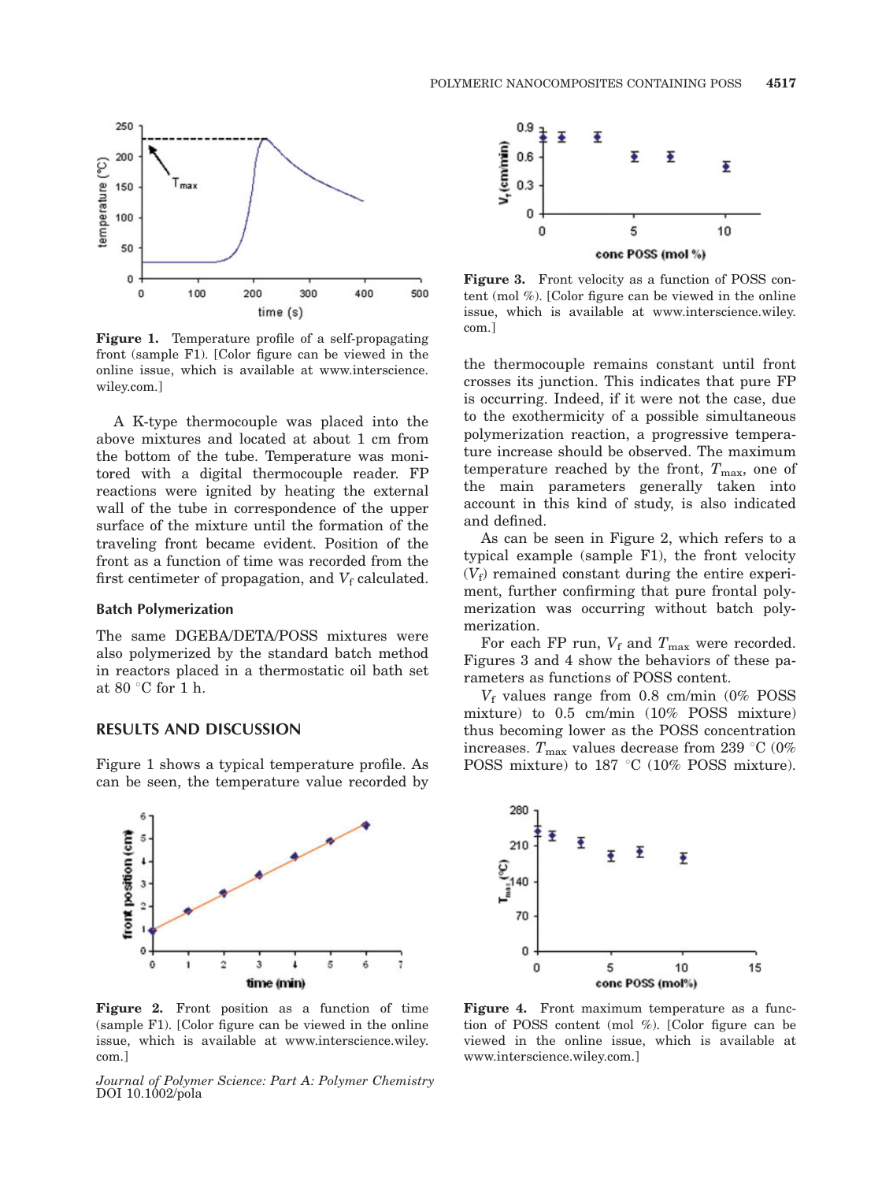**Figure 1.** Temperature profile of a self-propagating front (sample F1). [Color figure can be viewed in the online issue, which is available at www.interscience.wiley.com.]

A K-type thermocouple was placed into the above mixtures and located at about 1 cm from the bottom of the tube. Temperature was monitored with a digital thermocouple reader. FP reactions were ignited by heating the external wall of the tube in correspondence of the upper surface of the mixture until the formation of the traveling front became evident. Position of the front as a function of time was recorded from the first centimeter of propagation, and $V_f$ calculated.

### Batch Polymerization

The same DGEBA/DETA/POSS mixtures were also polymerized by the standard batch method in reactors placed in a thermostatic oil bath set at 80 °C for 1 h.

## RESULTS AND DISCUSSION

Figure 1 shows a typical temperature profile. As can be seen, the temperature value recorded by the thermocouple remains constant until front crosses its junction. This indicates that pure FP is occurring. Indeed, if it were not the case, due to the exothermicity of a possible simultaneous polymerization reaction, a progressive temperature increase should be observed. The maximum temperature reached by the front, $T_{max}$, one of the main parameters generally taken into account in this kind of study, is also indicated and defined.

As can be seen in Figure 2, which refers to a typical example (sample F1), the front velocity ($V_f$) remained constant during the entire experiment, further confirming that pure frontal polymerization was occurring without batch polymerization.

For each FP run, $V_f$ and $T_{max}$ were recorded. Figures 3 and 4 show the behaviors of these parameters as functions of POSS content.

$V_f$ values range from 0.8 cm/min (0% POSS mixture) to 0.5 cm/min (10% POSS mixture) thus becoming lower as the POSS concentration increases. $T_{max}$ values decrease from 239 °C (0% POSS mixture) to 187 °C (10% POSS mixture).

**Figure 2.** Front position as a function of time (sample F1). [Color figure can be viewed in the online issue, which is available at www.interscience.wiley.com.]

**Figure 3.** Front velocity as a function of POSS content (mol %). [Color figure can be viewed in the online issue, which is available at www.interscience.wiley.com.]

**Figure 4.** Front maximum temperature as a function of POSS content (mol %). [Color figure can be viewed in the online issue, which is available at www.interscience.wiley.com.]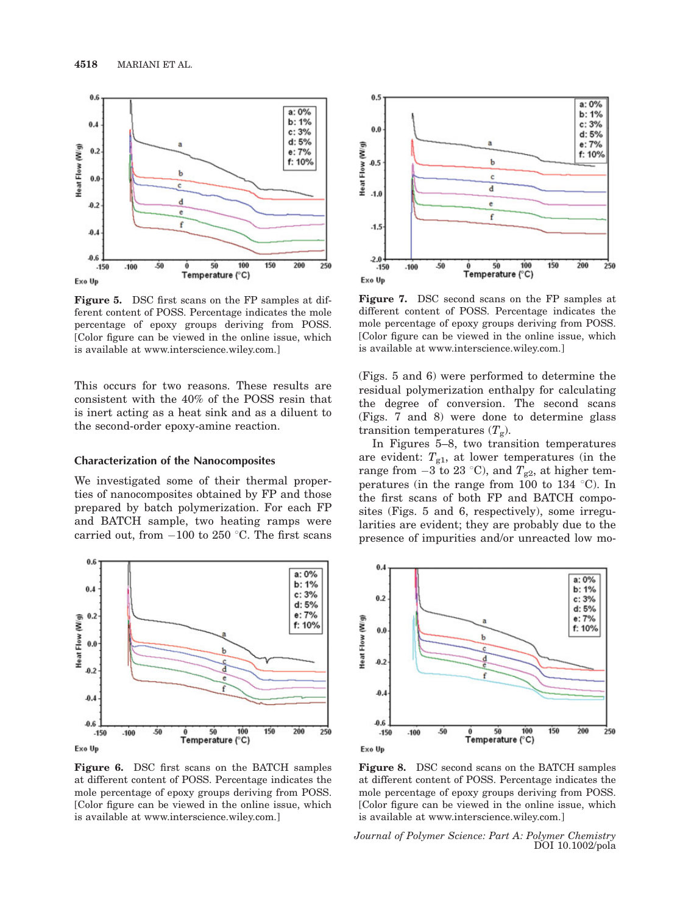**Figure 5.** DSC first scans on the FP samples at different content of POSS. Percentage indicates the mole percentage of epoxy groups deriving from POSS. [Color figure can be viewed in the online issue, which is available at www.interscience.wiley.com.]

**Figure 7.** DSC second scans on the FP samples at different content of POSS. Percentage indicates the mole percentage of epoxy groups deriving from POSS. [Color figure can be viewed in the online issue, which is available at www.interscience.wiley.com.]

This occurs for two reasons. These results are consistent with the 40% of the POSS resin that is inert acting as a heat sink and as a diluent to the second-order epoxy-amine reaction.

### Characterization of the Nanocomposites

We investigated some of their thermal properties of nanocomposites obtained by FP and those prepared by batch polymerization. For each FP and BATCH sample, two heating ramps were carried out, from −100 to 250 °C. The first scans (Figs. 5 and 6) were performed to determine the residual polymerization enthalpy for calculating the degree of conversion. The second scans (Figs. 7 and 8) were done to determine glass transition temperatures ($T_g$).

In Figures 5–8, two transition temperatures are evident: $T_{g1}$, at lower temperatures (in the range from −3 to 23 °C), and $T_{g2}$, at higher temperatures (in the range from 100 to 134 °C). In the first scans of both FP and BATCH composites (Figs. 5 and 6, respectively), some irregularities are evident; they are probably due to the presence of impurities and/or unreacted low mo-

**Figure 6.** DSC first scans on the BATCH samples at different content of POSS. Percentage indicates the mole percentage of epoxy groups deriving from POSS. [Color figure can be viewed in the online issue, which is available at www.interscience.wiley.com.]

**Figure 8.** DSC second scans on the BATCH samples at different content of POSS. Percentage indicates the mole percentage of epoxy groups deriving from POSS. [Color figure can be viewed in the online issue, which is available at www.interscience.wiley.com.]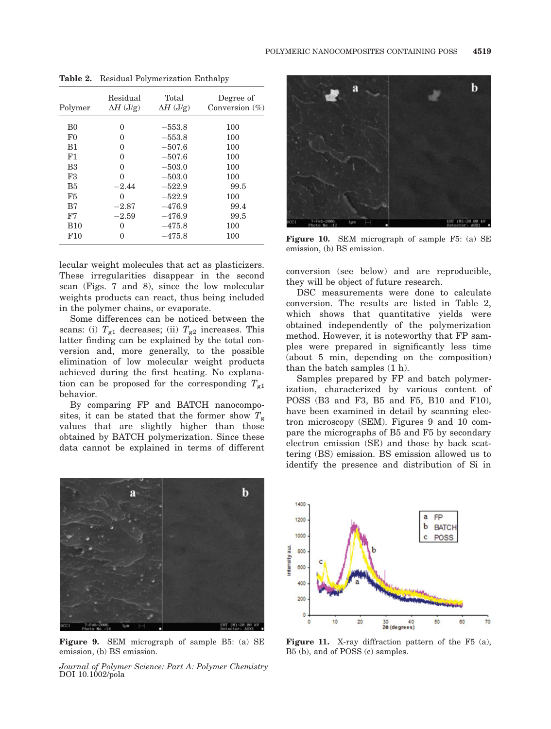**Table 2.** Residual Polymerization Enthalpy

| Polymer | Residual $\Delta H$ (J/g) | Total $\Delta H$ (J/g) | Degree of Conversion (%) |
|---|---|---|---|
| B0 | 0 | −553.8 | 100 |
| F0 | 0 | −553.8 | 100 |
| B1 | 0 | −507.6 | 100 |
| F1 | 0 | −507.6 | 100 |
| B3 | 0 | −503.0 | 100 |
| F3 | 0 | −503.0 | 100 |
| B5 | −2.44 | −522.9 | 99.5 |
| F5 | 0 | −522.9 | 100 |
| B7 | −2.87 | −476.9 | 99.4 |
| F7 | −2.59 | −476.9 | 99.5 |
| B10 | 0 | −475.8 | 100 |
| F10 | 0 | −475.8 | 100 |

lecular weight molecules that act as plasticizers. These irregularities disappear in the second scan (Figs. 7 and 8), since the low molecular weights products can react, thus being included in the polymer chains, or evaporate.

Some differences can be noticed between the scans: (i) $T_{g1}$ decreases; (ii) $T_{g2}$ increases. This latter finding can be explained by the total conversion and, more generally, to the possible elimination of low molecular weight products achieved during the first heating. No explanation can be proposed for the corresponding $T_{g1}$ behavior.

By comparing FP and BATCH nanocomposites, it can be stated that the former show $T_g$ values that are slightly higher than those obtained by BATCH polymerization. Since these data cannot be explained in terms of different conversion (see below) and are reproducible, they will be object of future research.

DSC measurements were done to calculate conversion. The results are listed in Table 2, which shows that quantitative yields were obtained independently of the polymerization method. However, it is noteworthy that FP samples were prepared in significantly less time (about 5 min, depending on the composition) than the batch samples (1 h).

Samples prepared by FP and batch polymerization, characterized by various content of POSS (B3 and F3, B5 and F5, B10 and F10), have been examined in detail by scanning electron microscopy (SEM). Figures 9 and 10 compare the micrographs of B5 and F5 by secondary electron emission (SE) and those by back scattering (BS) emission. BS emission allowed us to identify the presence and distribution of Si in

**Figure 10.** SEM micrograph of sample F5: (a) SE emission, (b) BS emission.

**Figure 9.** SEM micrograph of sample B5: (a) SE emission, (b) BS emission.

**Figure 11.** X-ray diffraction pattern of the F5 (a), B5 (b), and of POSS (c) samples.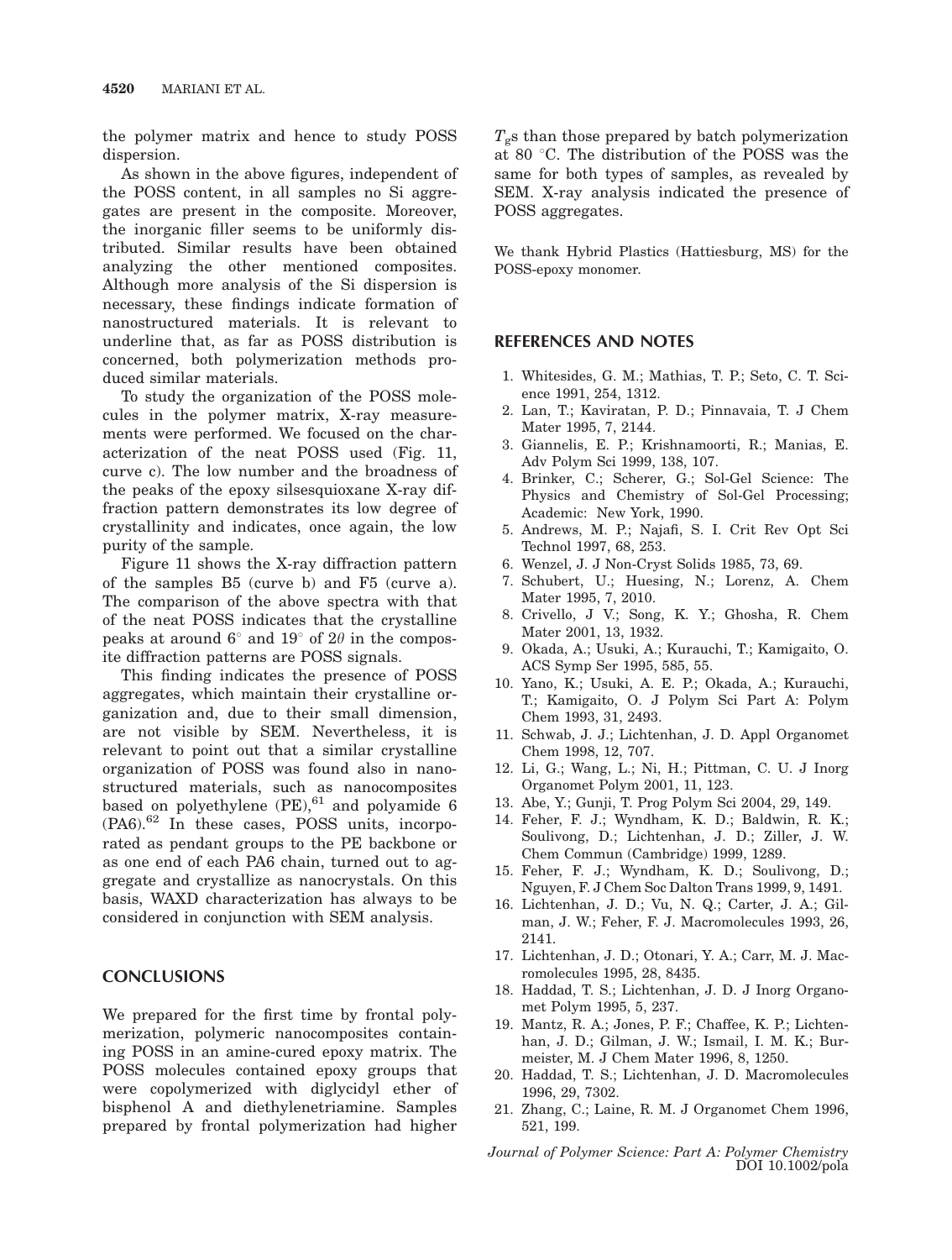the polymer matrix and hence to study POSS dispersion.

As shown in the above figures, independent of the POSS content, in all samples no Si aggregates are present in the composite. Moreover, the inorganic filler seems to be uniformly distributed. Similar results have been obtained analyzing the other mentioned composites. Although more analysis of the Si dispersion is necessary, these findings indicate formation of nanostructured materials. It is relevant to underline that, as far as POSS distribution is concerned, both polymerization methods produced similar materials.

To study the organization of the POSS molecules in the polymer matrix, X-ray measurements were performed. We focused on the characterization of the neat POSS used (Fig. 11, curve c). The low number and the broadness of the peaks of the epoxy silsesquioxane X-ray diffraction pattern demonstrates its low degree of crystallinity and indicates, once again, the low purity of the sample.

Figure 11 shows the X-ray diffraction pattern of the samples B5 (curve b) and F5 (curve a). The comparison of the above spectra with that of the neat POSS indicates that the crystalline peaks at around 6° and 19° of $2\theta$ in the composite diffraction patterns are POSS signals.

This finding indicates the presence of POSS aggregates, which maintain their crystalline organization and, due to their small dimension, are not visible by SEM. Nevertheless, it is relevant to point out that a similar crystalline organization of POSS was found also in nanostructured materials, such as nanocomposites based on polyethylene (PE),[61] and polyamide 6 (PA6).[62] In these cases, POSS units, incorporated as pendant groups to the PE backbone or as one end of each PA6 chain, turned out to aggregate and crystallize as nanocrystals. On this basis, WAXD characterization has always to be considered in conjunction with SEM analysis.

## CONCLUSIONS

We prepared for the first time by frontal polymerization, polymeric nanocomposites containing POSS in an amine-cured epoxy matrix. The POSS molecules contained epoxy groups that were copolymerized with diglycidyl ether of bisphenol A and diethylenetriamine. Samples prepared by frontal polymerization had higher $T_g$s than those prepared by batch polymerization at 80 °C. The distribution of the POSS was the same for both types of samples, as revealed by SEM. X-ray analysis indicated the presence of POSS aggregates.

We thank Hybrid Plastics (Hattiesburg, MS) for the POSS-epoxy monomer.

## REFERENCES AND NOTES

1. Whitesides, G. M.; Mathias, T. P.; Seto, C. T. Science 1991, 254, 1312.
2. Lan, T.; Kaviratan, P. D.; Pinnavaia, T. J Chem Mater 1995, 7, 2144.
3. Giannelis, E. P.; Krishnamoorti, R.; Manias, E. Adv Polym Sci 1999, 138, 107.
4. Brinker, C.; Scherer, G.; Sol-Gel Science: The Physics and Chemistry of Sol-Gel Processing; Academic: New York, 1990.
5. Andrews, M. P.; Najafi, S. I. Crit Rev Opt Sci Technol 1997, 68, 253.
6. Wenzel, J. J Non-Cryst Solids 1985, 73, 69.
7. Schubert, U.; Huesing, N.; Lorenz, A. Chem Mater 1995, 7, 2010.
8. Crivello, J V.; Song, K. Y.; Ghosha, R. Chem Mater 2001, 13, 1932.
9. Okada, A.; Usuki, A.; Kurauchi, T.; Kamigaito, O. ACS Symp Ser 1995, 585, 55.
10. Yano, K.; Usuki, A. E. P.; Okada, A.; Kurauchi, T.; Kamigaito, O. J Polym Sci Part A: Polym Chem 1993, 31, 2493.
11. Schwab, J. J.; Lichtenhan, J. D. Appl Organomet Chem 1998, 12, 707.
12. Li, G.; Wang, L.; Ni, H.; Pittman, C. U. J Inorg Organomet Polym 2001, 11, 123.
13. Abe, Y.; Gunji, T. Prog Polym Sci 2004, 29, 149.
14. Feher, F. J.; Wyndham, K. D.; Baldwin, R. K.; Soulivong, D.; Lichtenhan, J. D.; Ziller, J. W. Chem Commun (Cambridge) 1999, 1289.
15. Feher, F. J.; Wyndham, K. D.; Soulivong, D.; Nguyen, F. J Chem Soc Dalton Trans 1999, 9, 1491.
16. Lichtenhan, J. D.; Vu, N. Q.; Carter, J. A.; Gilman, J. W.; Feher, F. J. Macromolecules 1993, 26, 2141.
17. Lichtenhan, J. D.; Otonari, Y. A.; Carr, M. J. Macromolecules 1995, 28, 8435.
18. Haddad, T. S.; Lichtenhan, J. D. J Inorg Organomet Polym 1995, 5, 237.
19. Mantz, R. A.; Jones, P. F.; Chaffee, K. P.; Lichtenhan, J. D.; Gilman, J. W.; Ismail, I. M. K.; Burmeister, M. J Chem Mater 1996, 8, 1250.
20. Haddad, T. S.; Lichtenhan, J. D. Macromolecules 1996, 29, 7302.
21. Zhang, C.; Laine, R. M. J Organomet Chem 1996, 521, 199.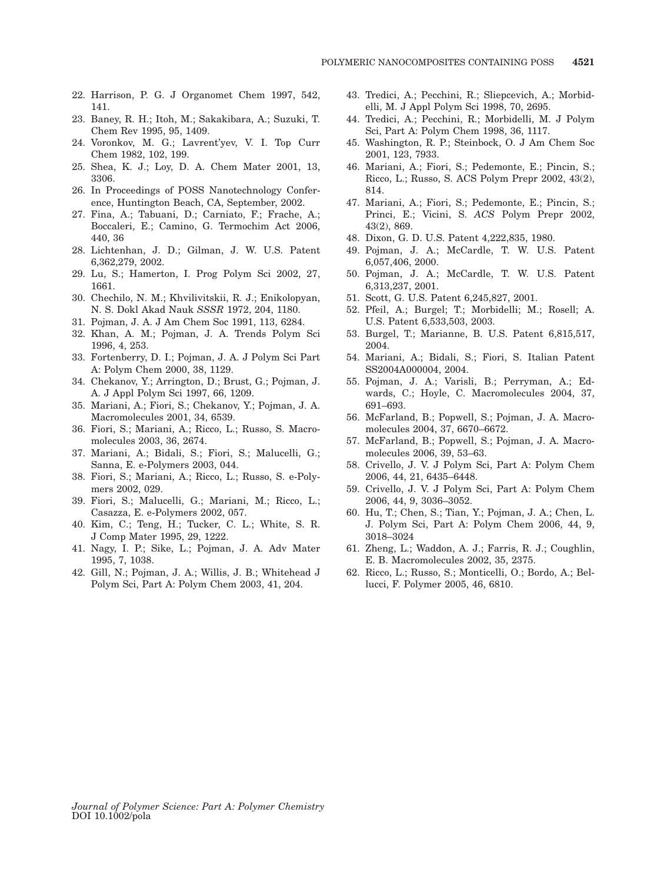22. Harrison, P. G. J Organomet Chem 1997, 542, 141.
23. Baney, R. H.; Itoh, M.; Sakakibara, A.; Suzuki, T. Chem Rev 1995, 95, 1409.
24. Voronkov, M. G.; Lavrent'yev, V. I. Top Curr Chem 1982, 102, 199.
25. Shea, K. J.; Loy, D. A. Chem Mater 2001, 13, 3306.
26. In Proceedings of POSS Nanotechnology Conference, Huntington Beach, CA, September, 2002.
27. Fina, A.; Tabuani, D.; Carniato, F.; Frache, A.; Boccaleri, E.; Camino, G. Termochim Act 2006, 440, 36
28. Lichtenhan, J. D.; Gilman, J. W. U.S. Patent 6,362,279, 2002.
29. Lu, S.; Hamerton, I. Prog Polym Sci 2002, 27, 1661.
30. Chechilo, N. M.; Khvilivitskii, R. J.; Enikolopyan, N. S. Dokl Akad Nauk *SSSR* 1972, 204, 1180.
31. Pojman, J. A. J Am Chem Soc 1991, 113, 6284.
32. Khan, A. M.; Pojman, J. A. Trends Polym Sci 1996, 4, 253.
33. Fortenberry, D. I.; Pojman, J. A. J Polym Sci Part A: Polym Chem 2000, 38, 1129.
34. Chekanov, Y.; Arrington, D.; Brust, G.; Pojman, J. A. J Appl Polym Sci 1997, 66, 1209.
35. Mariani, A.; Fiori, S.; Chekanov, Y.; Pojman, J. A. Macromolecules 2001, 34, 6539.
36. Fiori, S.; Mariani, A.; Ricco, L.; Russo, S. Macromolecules 2003, 36, 2674.
37. Mariani, A.; Bidali, S.; Fiori, S.; Malucelli, G.; Sanna, E. e-Polymers 2003, 044.
38. Fiori, S.; Mariani, A.; Ricco, L.; Russo, S. e-Polymers 2002, 029.
39. Fiori, S.; Malucelli, G.; Mariani, M.; Ricco, L.; Casazza, E. e-Polymers 2002, 057.
40. Kim, C.; Teng, H.; Tucker, C. L.; White, S. R. J Comp Mater 1995, 29, 1222.
41. Nagy, I. P.; Sike, L.; Pojman, J. A. Adv Mater 1995, 7, 1038.
42. Gill, N.; Pojman, J. A.; Willis, J. B.; Whitehead J Polym Sci, Part A: Polym Chem 2003, 41, 204.
43. Tredici, A.; Pecchini, R.; Sliepcevich, A.; Morbidelli, M. J Appl Polym Sci 1998, 70, 2695.
44. Tredici, A.; Pecchini, R.; Morbidelli, M. J Polym Sci, Part A: Polym Chem 1998, 36, 1117.
45. Washington, R. P.; Steinbock, O. J Am Chem Soc 2001, 123, 7933.
46. Mariani, A.; Fiori, S.; Pedemonte, E.; Pincin, S.; Ricco, L.; Russo, S. ACS Polym Prepr 2002, 43(2), 814.
47. Mariani, A.; Fiori, S.; Pedemonte, E.; Pincin, S.; Princi, E.; Vicini, S. *ACS* Polym Prepr 2002, 43(2), 869.
48. Dixon, G. D. U.S. Patent 4,222,835, 1980.
49. Pojman, J. A.; McCardle, T. W. U.S. Patent 6,057,406, 2000.
50. Pojman, J. A.; McCardle, T. W. U.S. Patent 6,313,237, 2001.
51. Scott, G. U.S. Patent 6,245,827, 2001.
52. Pfeil, A.; Burgel; T.; Morbidelli; M.; Rosell; A. U.S. Patent 6,533,503, 2003.
53. Burgel, T.; Marianne, B. U.S. Patent 6,815,517, 2004.
54. Mariani, A.; Bidali, S.; Fiori, S. Italian Patent SS2004A000004, 2004.
55. Pojman, J. A.; Varisli, B.; Perryman, A.; Edwards, C.; Hoyle, C. Macromolecules 2004, 37, 691–693.
56. McFarland, B.; Popwell, S.; Pojman, J. A. Macromolecules 2004, 37, 6670–6672.
57. McFarland, B.; Popwell, S.; Pojman, J. A. Macromolecules 2006, 39, 53–63.
58. Crivello, J. V. J Polym Sci, Part A: Polym Chem 2006, 44, 21, 6435–6448.
59. Crivello, J. V. J Polym Sci, Part A: Polym Chem 2006, 44, 9, 3036–3052.
60. Hu, T.; Chen, S.; Tian, Y.; Pojman, J. A.; Chen, L. J. Polym Sci, Part A: Polym Chem 2006, 44, 9, 3018–3024
61. Zheng, L.; Waddon, A. J.; Farris, R. J.; Coughlin, E. B. Macromolecules 2002, 35, 2375.
62. Ricco, L.; Russo, S.; Monticelli, O.; Bordo, A.; Bellucci, F. Polymer 2005, 46, 6810.